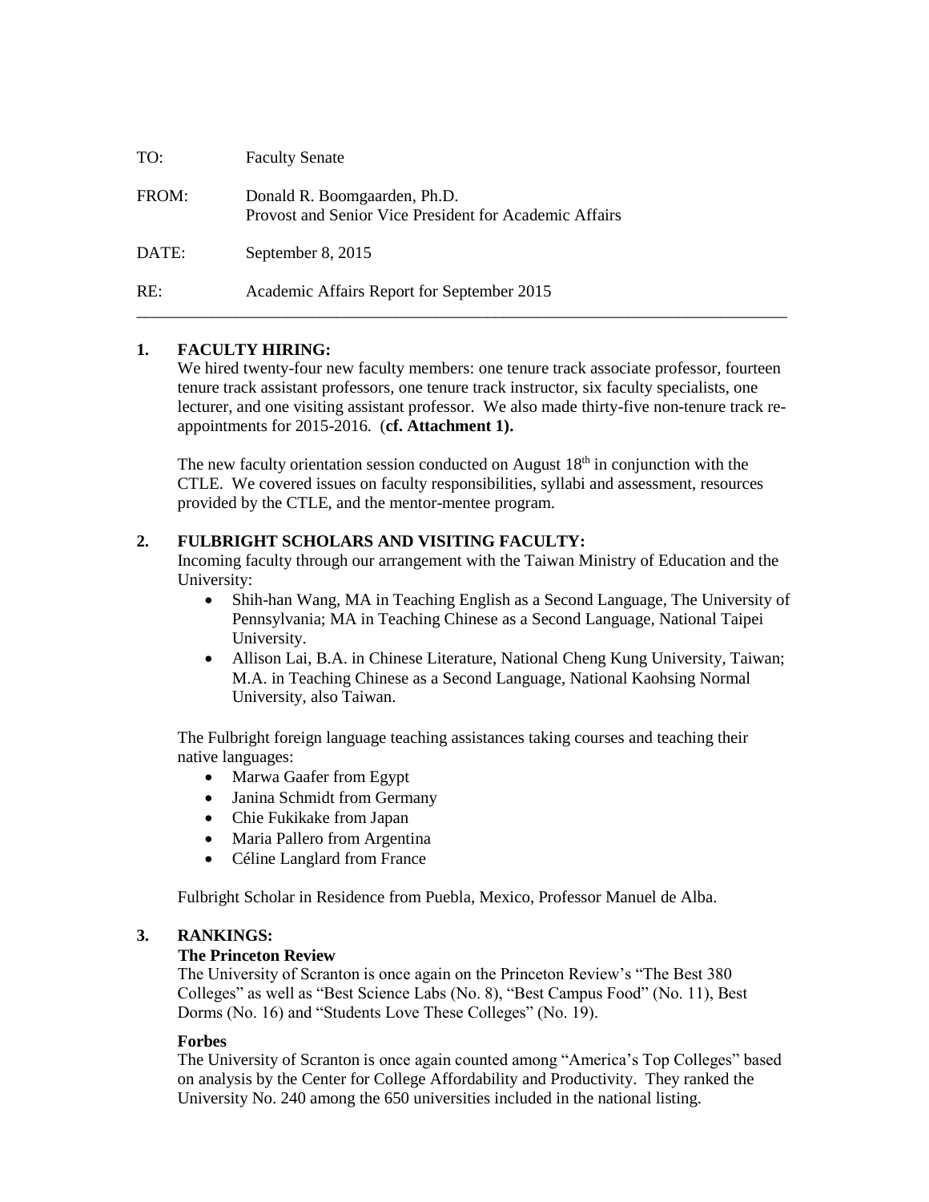TO: Faculty Senate

FROM: Donald R. Boomgaarden, Ph.D.
Provost and Senior Vice President for Academic Affairs

DATE: September 8, 2015

RE: Academic Affairs Report for September 2015

---

## 1. FACULTY HIRING:

We hired twenty-four new faculty members: one tenure track associate professor, fourteen tenure track assistant professors, one tenure track instructor, six faculty specialists, one lecturer, and one visiting assistant professor. We also made thirty-five non-tenure track re-appointments for 2015-2016. (**cf. Attachment 1).**

The new faculty orientation session conducted on August 18th in conjunction with the CTLE. We covered issues on faculty responsibilities, syllabi and assessment, resources provided by the CTLE, and the mentor-mentee program.

## 2. FULBRIGHT SCHOLARS AND VISITING FACULTY:

Incoming faculty through our arrangement with the Taiwan Ministry of Education and the University:

- Shih-han Wang, MA in Teaching English as a Second Language, The University of Pennsylvania; MA in Teaching Chinese as a Second Language, National Taipei University.
- Allison Lai, B.A. in Chinese Literature, National Cheng Kung University, Taiwan; M.A. in Teaching Chinese as a Second Language, National Kaohsing Normal University, also Taiwan.

The Fulbright foreign language teaching assistances taking courses and teaching their native languages:

- Marwa Gaafer from Egypt
- Janina Schmidt from Germany
- Chie Fukikake from Japan
- Maria Pallero from Argentina
- Céline Langlard from France

Fulbright Scholar in Residence from Puebla, Mexico, Professor Manuel de Alba.

## 3. RANKINGS:

**The Princeton Review**

The University of Scranton is once again on the Princeton Review's "The Best 380 Colleges" as well as "Best Science Labs (No. 8), "Best Campus Food" (No. 11), Best Dorms (No. 16) and "Students Love These Colleges" (No. 19).

**Forbes**

The University of Scranton is once again counted among "America's Top Colleges" based on analysis by the Center for College Affordability and Productivity. They ranked the University No. 240 among the 650 universities included in the national listing.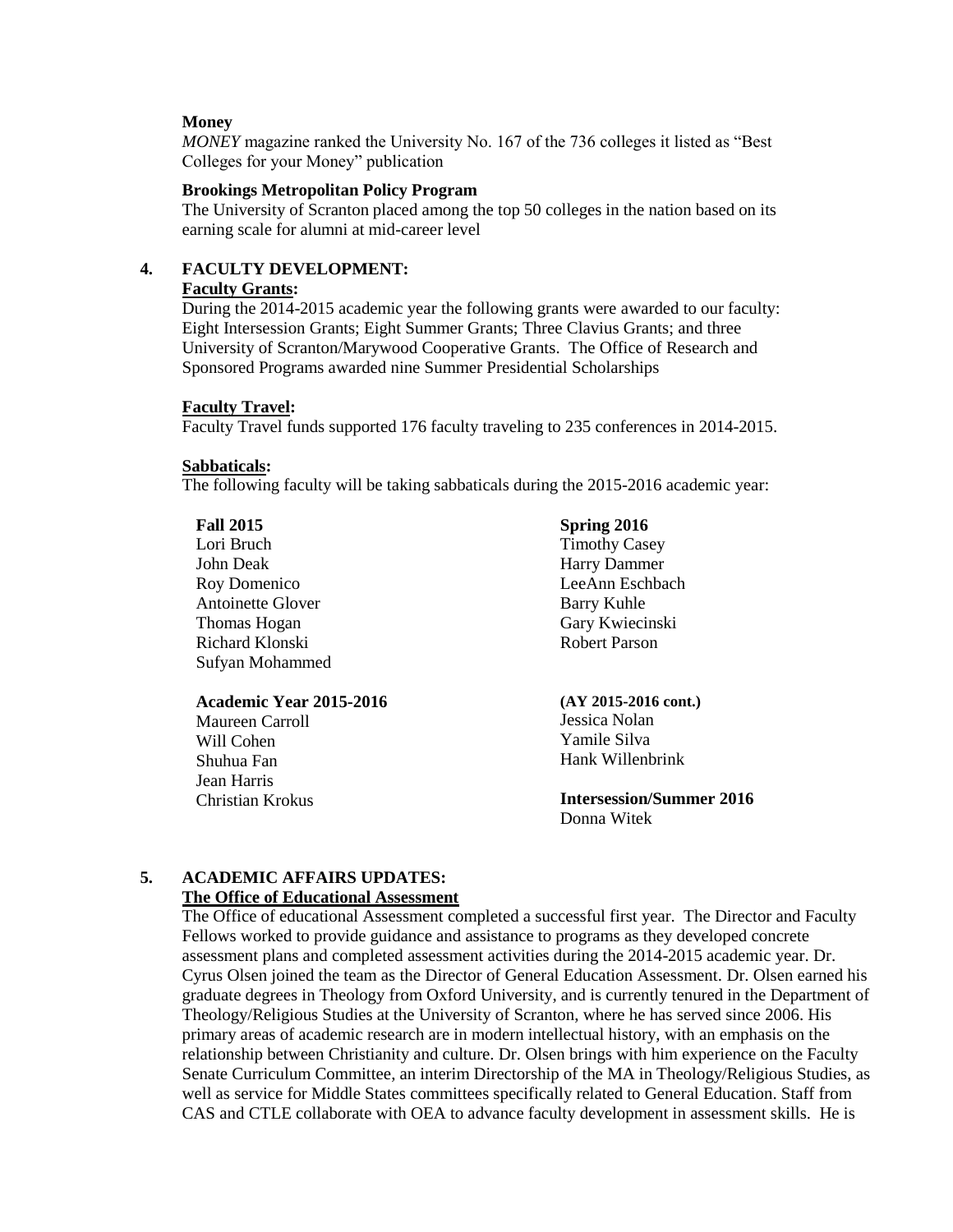**Money**

*MONEY* magazine ranked the University No. 167 of the 736 colleges it listed as "Best Colleges for your Money" publication

**Brookings Metropolitan Policy Program**

The University of Scranton placed among the top 50 colleges in the nation based on its earning scale for alumni at mid-career level

## 4. FACULTY DEVELOPMENT:

**Faculty Grants:**

During the 2014-2015 academic year the following grants were awarded to our faculty: Eight Intersession Grants; Eight Summer Grants; Three Clavius Grants; and three University of Scranton/Marywood Cooperative Grants. The Office of Research and Sponsored Programs awarded nine Summer Presidential Scholarships

**Faculty Travel:**

Faculty Travel funds supported 176 faculty traveling to 235 conferences in 2014-2015.

**Sabbaticals:**

The following faculty will be taking sabbaticals during the 2015-2016 academic year:

**Fall 2015**
Lori Bruch
John Deak
Roy Domenico
Antoinette Glover
Thomas Hogan
Richard Klonski
Sufyan Mohammed

**Academic Year 2015-2016**
Maureen Carroll
Will Cohen
Shuhua Fan
Jean Harris
Christian Krokus

**Spring 2016**
Timothy Casey
Harry Dammer
LeeAnn Eschbach
Barry Kuhle
Gary Kwiecinski
Robert Parson

**(AY 2015-2016 cont.)**
Jessica Nolan
Yamile Silva
Hank Willenbrink

**Intersession/Summer 2016**
Donna Witek

## 5. ACADEMIC AFFAIRS UPDATES:

**The Office of Educational Assessment**

The Office of educational Assessment completed a successful first year. The Director and Faculty Fellows worked to provide guidance and assistance to programs as they developed concrete assessment plans and completed assessment activities during the 2014-2015 academic year. Dr. Cyrus Olsen joined the team as the Director of General Education Assessment. Dr. Olsen earned his graduate degrees in Theology from Oxford University, and is currently tenured in the Department of Theology/Religious Studies at the University of Scranton, where he has served since 2006. His primary areas of academic research are in modern intellectual history, with an emphasis on the relationship between Christianity and culture. Dr. Olsen brings with him experience on the Faculty Senate Curriculum Committee, an interim Directorship of the MA in Theology/Religious Studies, as well as service for Middle States committees specifically related to General Education. Staff from CAS and CTLE collaborate with OEA to advance faculty development in assessment skills. He is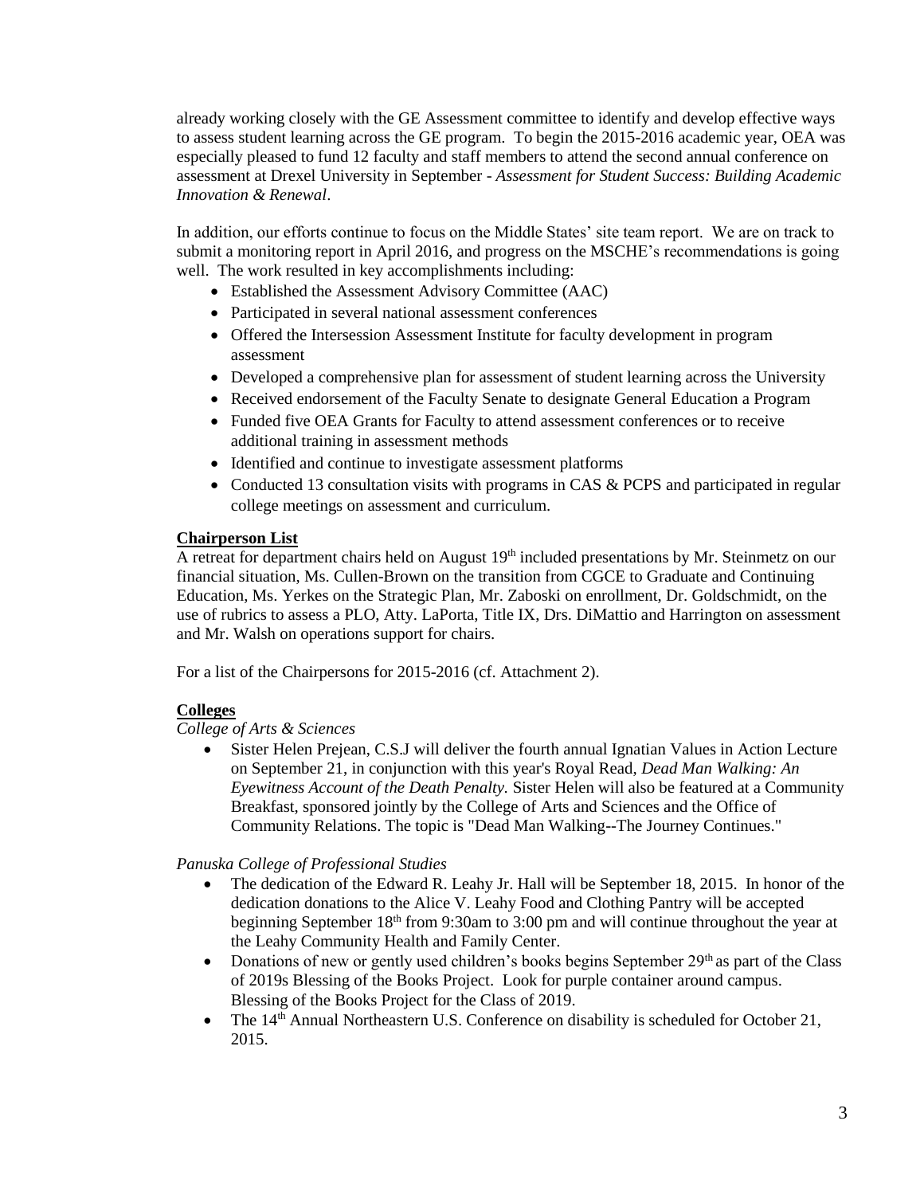already working closely with the GE Assessment committee to identify and develop effective ways to assess student learning across the GE program. To begin the 2015-2016 academic year, OEA was especially pleased to fund 12 faculty and staff members to attend the second annual conference on assessment at Drexel University in September - *Assessment for Student Success: Building Academic Innovation & Renewal*.

In addition, our efforts continue to focus on the Middle States' site team report. We are on track to submit a monitoring report in April 2016, and progress on the MSCHE's recommendations is going well. The work resulted in key accomplishments including:

- Established the Assessment Advisory Committee (AAC)
- Participated in several national assessment conferences
- Offered the Intersession Assessment Institute for faculty development in program assessment
- Developed a comprehensive plan for assessment of student learning across the University
- Received endorsement of the Faculty Senate to designate General Education a Program
- Funded five OEA Grants for Faculty to attend assessment conferences or to receive additional training in assessment methods
- Identified and continue to investigate assessment platforms
- Conducted 13 consultation visits with programs in CAS & PCPS and participated in regular college meetings on assessment and curriculum.

**Chairperson List**

A retreat for department chairs held on August 19th included presentations by Mr. Steinmetz on our financial situation, Ms. Cullen-Brown on the transition from CGCE to Graduate and Continuing Education, Ms. Yerkes on the Strategic Plan, Mr. Zaboski on enrollment, Dr. Goldschmidt, on the use of rubrics to assess a PLO, Atty. LaPorta, Title IX, Drs. DiMattio and Harrington on assessment and Mr. Walsh on operations support for chairs.

For a list of the Chairpersons for 2015-2016 (cf. Attachment 2).

**Colleges**

*College of Arts & Sciences*

- Sister Helen Prejean, C.S.J will deliver the fourth annual Ignatian Values in Action Lecture on September 21, in conjunction with this year's Royal Read, *Dead Man Walking: An Eyewitness Account of the Death Penalty.* Sister Helen will also be featured at a Community Breakfast, sponsored jointly by the College of Arts and Sciences and the Office of Community Relations. The topic is "Dead Man Walking--The Journey Continues."

*Panuska College of Professional Studies*

- The dedication of the Edward R. Leahy Jr. Hall will be September 18, 2015. In honor of the dedication donations to the Alice V. Leahy Food and Clothing Pantry will be accepted beginning September 18th from 9:30am to 3:00 pm and will continue throughout the year at the Leahy Community Health and Family Center.
- Donations of new or gently used children's books begins September 29th as part of the Class of 2019s Blessing of the Books Project. Look for purple container around campus. Blessing of the Books Project for the Class of 2019.
- The 14th Annual Northeastern U.S. Conference on disability is scheduled for October 21, 2015.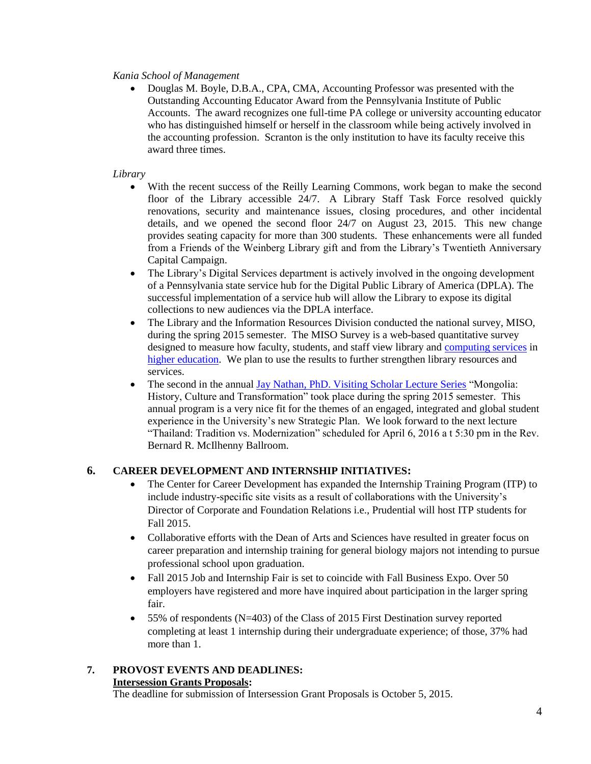*Kania School of Management*

- Douglas M. Boyle, D.B.A., CPA, CMA, Accounting Professor was presented with the Outstanding Accounting Educator Award from the Pennsylvania Institute of Public Accounts. The award recognizes one full-time PA college or university accounting educator who has distinguished himself or herself in the classroom while being actively involved in the accounting profession. Scranton is the only institution to have its faculty receive this award three times.

*Library*

- With the recent success of the Reilly Learning Commons, work began to make the second floor of the Library accessible 24/7. A Library Staff Task Force resolved quickly renovations, security and maintenance issues, closing procedures, and other incidental details, and we opened the second floor 24/7 on August 23, 2015. This new change provides seating capacity for more than 300 students. These enhancements were all funded from a Friends of the Weinberg Library gift and from the Library's Twentieth Anniversary Capital Campaign.
- The Library's Digital Services department is actively involved in the ongoing development of a Pennsylvania state service hub for the Digital Public Library of America (DPLA). The successful implementation of a service hub will allow the Library to expose its digital collections to new audiences via the DPLA interface.
- The Library and the Information Resources Division conducted the national survey, MISO, during the spring 2015 semester. The MISO Survey is a web-based quantitative survey designed to measure how faculty, students, and staff view library and computing services in higher education. We plan to use the results to further strengthen library resources and services.
- The second in the annual Jay Nathan, PhD. Visiting Scholar Lecture Series "Mongolia: History, Culture and Transformation" took place during the spring 2015 semester. This annual program is a very nice fit for the themes of an engaged, integrated and global student experience in the University's new Strategic Plan. We look forward to the next lecture "Thailand: Tradition vs. Modernization" scheduled for April 6, 2016 a t 5:30 pm in the Rev. Bernard R. McIlhenny Ballroom.

## 6. CAREER DEVELOPMENT AND INTERNSHIP INITIATIVES:

- The Center for Career Development has expanded the Internship Training Program (ITP) to include industry-specific site visits as a result of collaborations with the University's Director of Corporate and Foundation Relations i.e., Prudential will host ITP students for Fall 2015.
- Collaborative efforts with the Dean of Arts and Sciences have resulted in greater focus on career preparation and internship training for general biology majors not intending to pursue professional school upon graduation.
- Fall 2015 Job and Internship Fair is set to coincide with Fall Business Expo. Over 50 employers have registered and more have inquired about participation in the larger spring fair.
- 55% of respondents (N=403) of the Class of 2015 First Destination survey reported completing at least 1 internship during their undergraduate experience; of those, 37% had more than 1.

## 7. PROVOST EVENTS AND DEADLINES:

**Intersession Grants Proposals:**

The deadline for submission of Intersession Grant Proposals is October 5, 2015.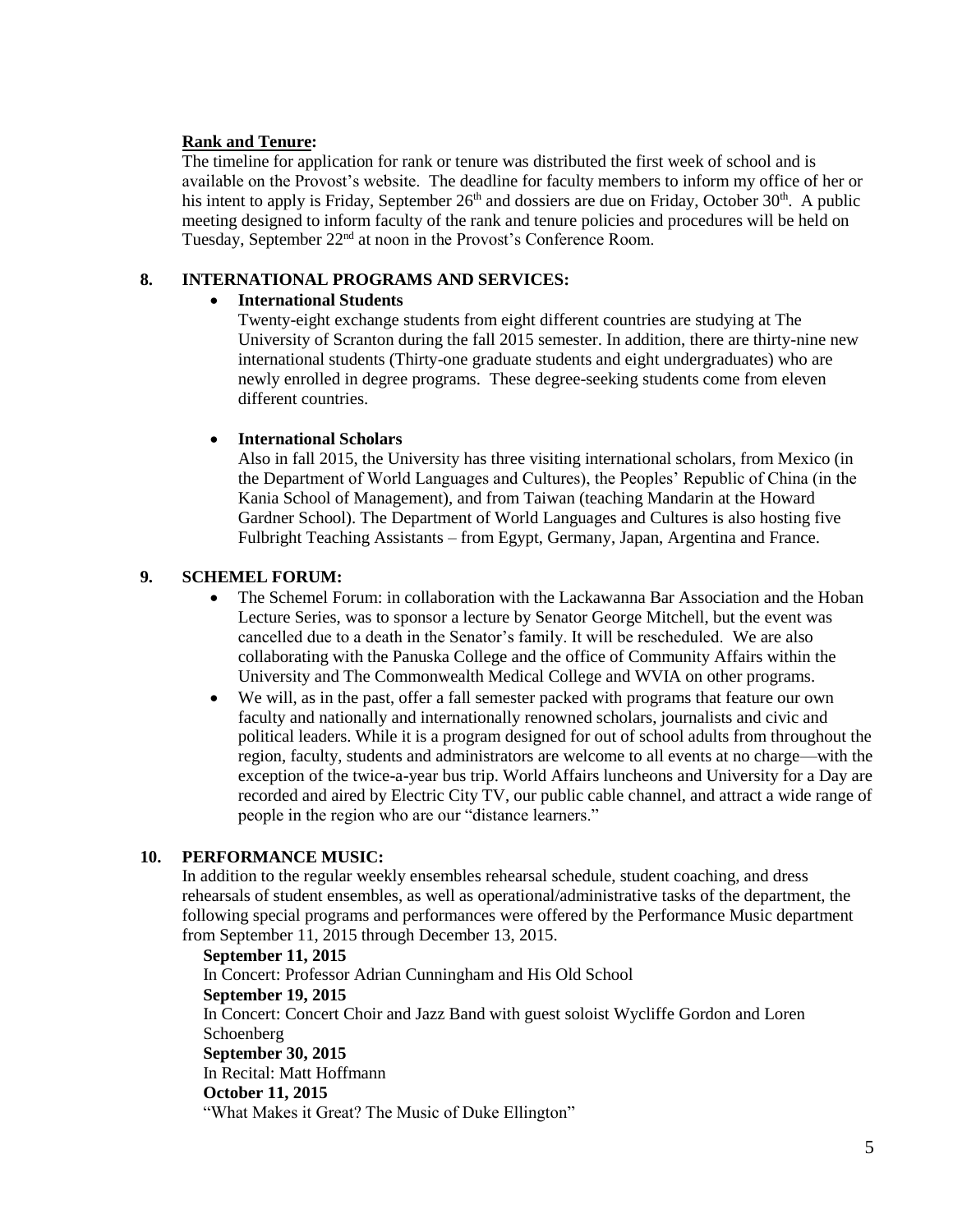**Rank and Tenure:**

The timeline for application for rank or tenure was distributed the first week of school and is available on the Provost's website. The deadline for faculty members to inform my office of her or his intent to apply is Friday, September 26th and dossiers are due on Friday, October 30th. A public meeting designed to inform faculty of the rank and tenure policies and procedures will be held on Tuesday, September 22nd at noon in the Provost's Conference Room.

## 8. INTERNATIONAL PROGRAMS AND SERVICES:

- **International Students**

  Twenty-eight exchange students from eight different countries are studying at The University of Scranton during the fall 2015 semester. In addition, there are thirty-nine new international students (Thirty-one graduate students and eight undergraduates) who are newly enrolled in degree programs. These degree-seeking students come from eleven different countries.

- **International Scholars**

  Also in fall 2015, the University has three visiting international scholars, from Mexico (in the Department of World Languages and Cultures), the Peoples' Republic of China (in the Kania School of Management), and from Taiwan (teaching Mandarin at the Howard Gardner School). The Department of World Languages and Cultures is also hosting five Fulbright Teaching Assistants – from Egypt, Germany, Japan, Argentina and France.

## 9. SCHEMEL FORUM:

- The Schemel Forum: in collaboration with the Lackawanna Bar Association and the Hoban Lecture Series, was to sponsor a lecture by Senator George Mitchell, but the event was cancelled due to a death in the Senator's family. It will be rescheduled. We are also collaborating with the Panuska College and the office of Community Affairs within the University and The Commonwealth Medical College and WVIA on other programs.
- We will, as in the past, offer a fall semester packed with programs that feature our own faculty and nationally and internationally renowned scholars, journalists and civic and political leaders. While it is a program designed for out of school adults from throughout the region, faculty, students and administrators are welcome to all events at no charge—with the exception of the twice-a-year bus trip. World Affairs luncheons and University for a Day are recorded and aired by Electric City TV, our public cable channel, and attract a wide range of people in the region who are our "distance learners."

## 10. PERFORMANCE MUSIC:

In addition to the regular weekly ensembles rehearsal schedule, student coaching, and dress rehearsals of student ensembles, as well as operational/administrative tasks of the department, the following special programs and performances were offered by the Performance Music department from September 11, 2015 through December 13, 2015.

**September 11, 2015**
In Concert: Professor Adrian Cunningham and His Old School

**September 19, 2015**
In Concert: Concert Choir and Jazz Band with guest soloist Wycliffe Gordon and Loren Schoenberg

**September 30, 2015**
In Recital: Matt Hoffmann

**October 11, 2015**
"What Makes it Great? The Music of Duke Ellington"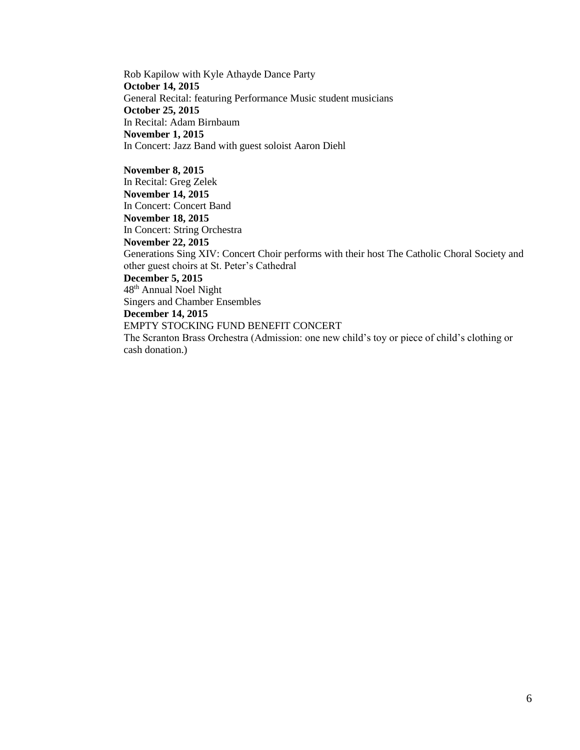Rob Kapilow with Kyle Athayde Dance Party
**October 14, 2015**
General Recital: featuring Performance Music student musicians
**October 25, 2015**
In Recital: Adam Birnbaum
**November 1, 2015**
In Concert: Jazz Band with guest soloist Aaron Diehl

**November 8, 2015**
In Recital: Greg Zelek
**November 14, 2015**
In Concert: Concert Band
**November 18, 2015**
In Concert: String Orchestra
**November 22, 2015**
Generations Sing XIV: Concert Choir performs with their host The Catholic Choral Society and other guest choirs at St. Peter's Cathedral
**December 5, 2015**
48th Annual Noel Night
Singers and Chamber Ensembles
**December 14, 2015**
EMPTY STOCKING FUND BENEFIT CONCERT
The Scranton Brass Orchestra (Admission: one new child's toy or piece of child's clothing or cash donation.)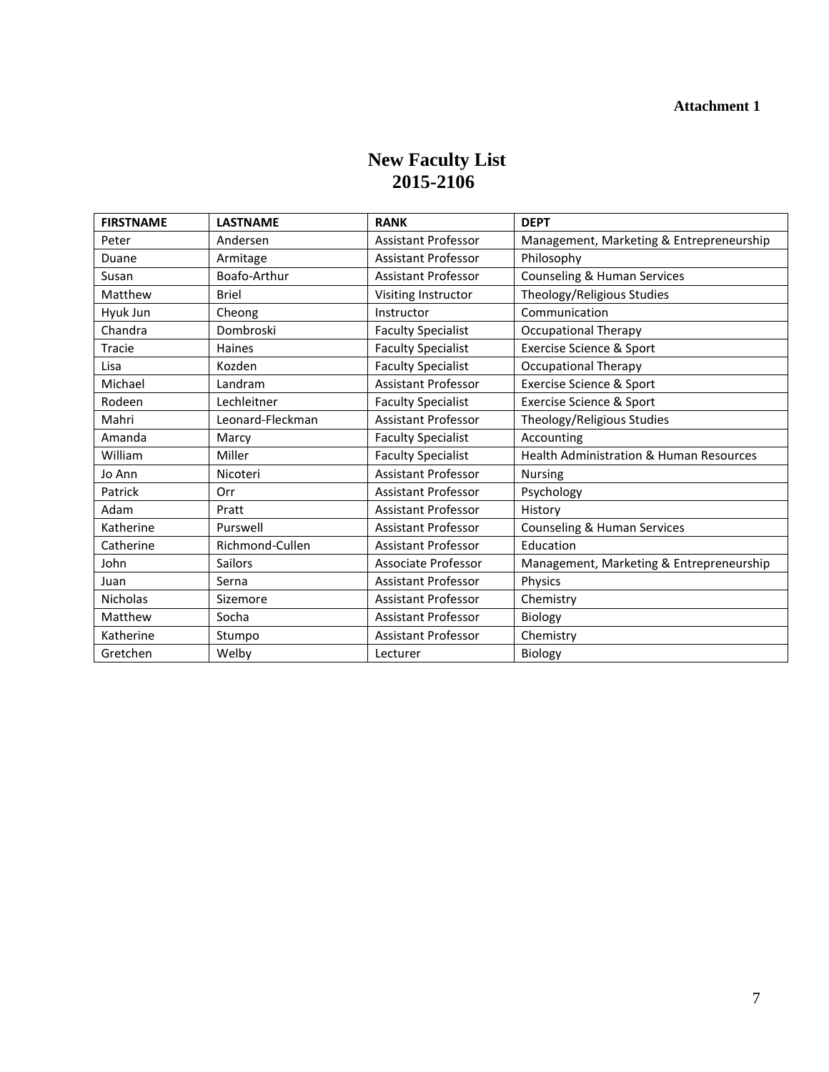**Attachment 1**

# New Faculty List
# 2015-2106

| FIRSTNAME | LASTNAME | RANK | DEPT |
|---|---|---|---|
| Peter | Andersen | Assistant Professor | Management, Marketing & Entrepreneurship |
| Duane | Armitage | Assistant Professor | Philosophy |
| Susan | Boafo-Arthur | Assistant Professor | Counseling & Human Services |
| Matthew | Briel | Visiting Instructor | Theology/Religious Studies |
| Hyuk Jun | Cheong | Instructor | Communication |
| Chandra | Dombroski | Faculty Specialist | Occupational Therapy |
| Tracie | Haines | Faculty Specialist | Exercise Science & Sport |
| Lisa | Kozden | Faculty Specialist | Occupational Therapy |
| Michael | Landram | Assistant Professor | Exercise Science & Sport |
| Rodeen | Lechleitner | Faculty Specialist | Exercise Science & Sport |
| Mahri | Leonard-Fleckman | Assistant Professor | Theology/Religious Studies |
| Amanda | Marcy | Faculty Specialist | Accounting |
| William | Miller | Faculty Specialist | Health Administration & Human Resources |
| Jo Ann | Nicoteri | Assistant Professor | Nursing |
| Patrick | Orr | Assistant Professor | Psychology |
| Adam | Pratt | Assistant Professor | History |
| Katherine | Purswell | Assistant Professor | Counseling & Human Services |
| Catherine | Richmond-Cullen | Assistant Professor | Education |
| John | Sailors | Associate Professor | Management, Marketing & Entrepreneurship |
| Juan | Serna | Assistant Professor | Physics |
| Nicholas | Sizemore | Assistant Professor | Chemistry |
| Matthew | Socha | Assistant Professor | Biology |
| Katherine | Stumpo | Assistant Professor | Chemistry |
| Gretchen | Welby | Lecturer | Biology |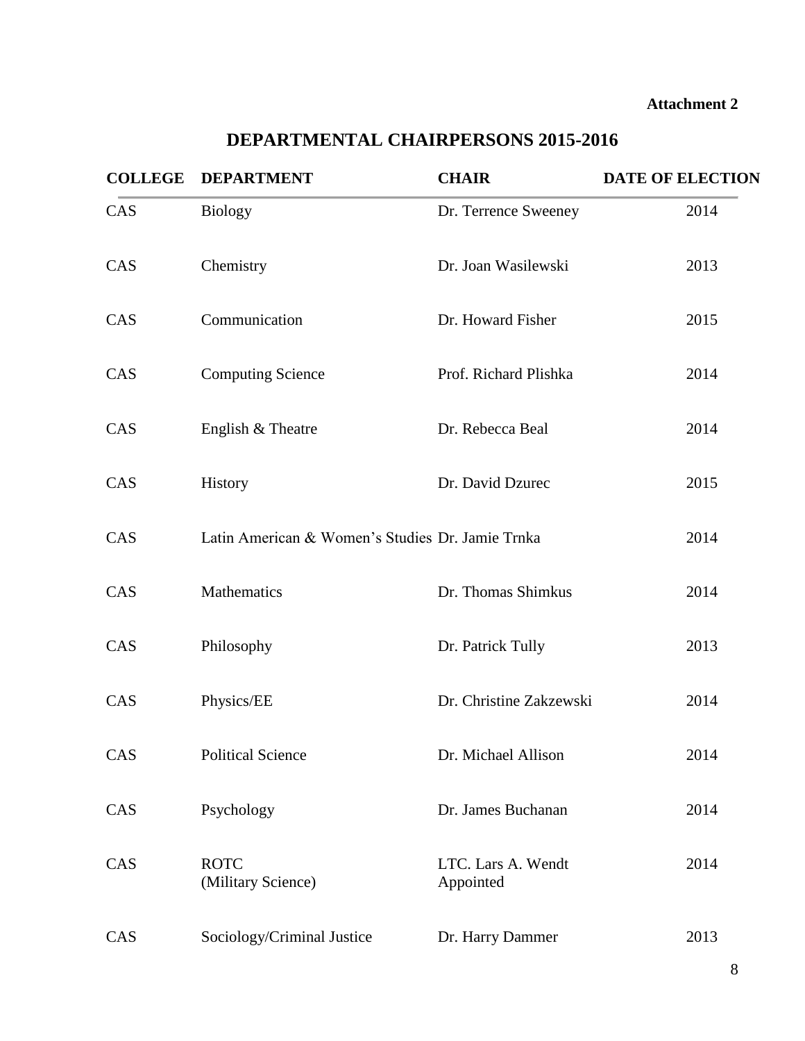**Attachment 2**

# DEPARTMENTAL CHAIRPERSONS 2015-2016

| COLLEGE | DEPARTMENT | CHAIR | DATE OF ELECTION |
|---|---|---|---|
| CAS | Biology | Dr. Terrence Sweeney | 2014 |
| CAS | Chemistry | Dr. Joan Wasilewski | 2013 |
| CAS | Communication | Dr. Howard Fisher | 2015 |
| CAS | Computing Science | Prof. Richard Plishka | 2014 |
| CAS | English & Theatre | Dr. Rebecca Beal | 2014 |
| CAS | History | Dr. David Dzurec | 2015 |
| CAS | Latin American & Women's Studies | Dr. Jamie Trnka | 2014 |
| CAS | Mathematics | Dr. Thomas Shimkus | 2014 |
| CAS | Philosophy | Dr. Patrick Tully | 2013 |
| CAS | Physics/EE | Dr. Christine Zakzewski | 2014 |
| CAS | Political Science | Dr. Michael Allison | 2014 |
| CAS | Psychology | Dr. James Buchanan | 2014 |
| CAS | ROTC (Military Science) | LTC. Lars A. Wendt Appointed | 2014 |
| CAS | Sociology/Criminal Justice | Dr. Harry Dammer | 2013 |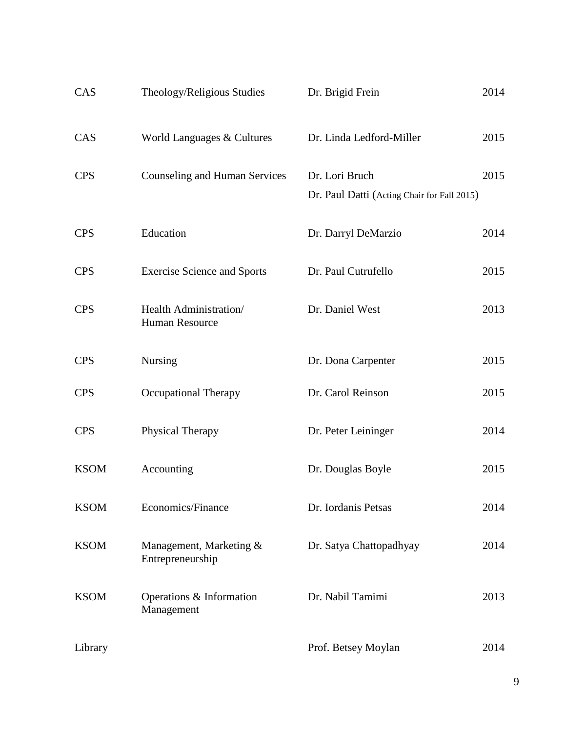| | | | |
|---|---|---|---|
| CAS | Theology/Religious Studies | Dr. Brigid Frein | 2014 |
| CAS | World Languages & Cultures | Dr. Linda Ledford-Miller | 2015 |
| CPS | Counseling and Human Services | Dr. Lori Bruch<br>Dr. Paul Datti (Acting Chair for Fall 2015) | 2015 |
| CPS | Education | Dr. Darryl DeMarzio | 2014 |
| CPS | Exercise Science and Sports | Dr. Paul Cutrufello | 2015 |
| CPS | Health Administration/ Human Resource | Dr. Daniel West | 2013 |
| CPS | Nursing | Dr. Dona Carpenter | 2015 |
| CPS | Occupational Therapy | Dr. Carol Reinson | 2015 |
| CPS | Physical Therapy | Dr. Peter Leininger | 2014 |
| KSOM | Accounting | Dr. Douglas Boyle | 2015 |
| KSOM | Economics/Finance | Dr. Iordanis Petsas | 2014 |
| KSOM | Management, Marketing & Entrepreneurship | Dr. Satya Chattopadhyay | 2014 |
| KSOM | Operations & Information Management | Dr. Nabil Tamimi | 2013 |
| Library | | Prof. Betsey Moylan | 2014 |